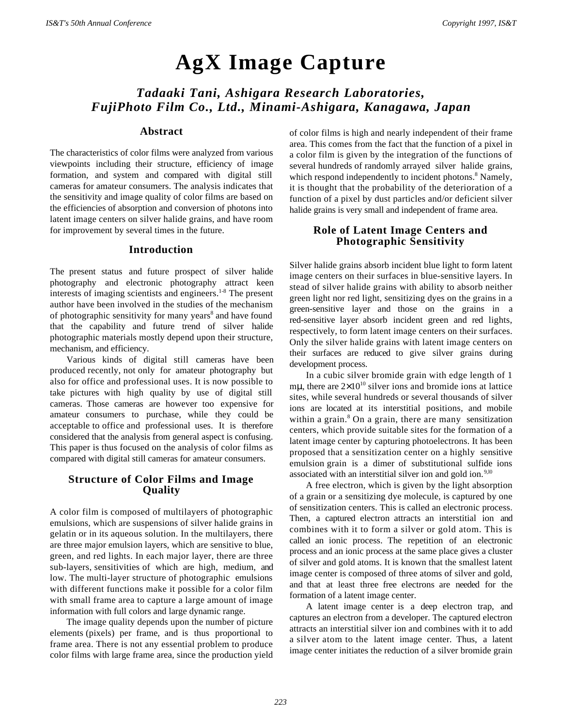# AgX Image Capture

***Tadaaki Tani, Ashigara Research Laboratories, FujiPhoto Film Co., Ltd., Minami-Ashigara, Kanagawa, Japan***

## Abstract

The characteristics of color films were analyzed from various viewpoints including their structure, efficiency of image formation, and system and compared with digital still cameras for amateur consumers. The analysis indicates that the sensitivity and image quality of color films are based on the efficiencies of absorption and conversion of photons into latent image centers on silver halide grains, and have room for improvement by several times in the future.

## Introduction

The present status and future prospect of silver halide photography and electronic photography attract keen interests of imaging scientists and engineers.[1-8] The present author have been involved in the studies of the mechanism of photographic sensitivity for many years[8] and have found that the capability and future trend of silver halide photographic materials mostly depend upon their structure, mechanism, and efficiency.

Various kinds of digital still cameras have been produced recently, not only for amateur photography but also for office and professional uses. It is now possible to take pictures with high quality by use of digital still cameras. Those cameras are however too expensive for amateur consumers to purchase, while they could be acceptable to office and professional uses. It is therefore considered that the analysis from general aspect is confusing. This paper is thus focused on the analysis of color films as compared with digital still cameras for amateur consumers.

## Structure of Color Films and Image Quality

A color film is composed of multilayers of photographic emulsions, which are suspensions of silver halide grains in gelatin or in its aqueous solution. In the multilayers, there are three major emulsion layers, which are sensitive to blue, green, and red lights. In each major layer, there are three sub-layers, sensitivities of which are high, medium, and low. The multi-layer structure of photographic emulsions with different functions make it possible for a color film with small frame area to capture a large amount of image information with full colors and large dynamic range.

The image quality depends upon the number of picture elements (pixels) per frame, and is thus proportional to frame area. There is not any essential problem to produce color films with large frame area, since the production yield of color films is high and nearly independent of their frame area. This comes from the fact that the function of a pixel in a color film is given by the integration of the functions of several hundreds of randomly arrayed silver halide grains, which respond independently to incident photons.[8] Namely, it is thought that the probability of the deterioration of a function of a pixel by dust particles and/or deficient silver halide grains is very small and independent of frame area.

## Role of Latent Image Centers and Photographic Sensitivity

Silver halide grains absorb incident blue light to form latent image centers on their surfaces in blue-sensitive layers. In stead of silver halide grains with ability to absorb neither green light nor red light, sensitizing dyes on the grains in a green-sensitive layer and those on the grains in a red-sensitive layer absorb incident green and red lights, respectively, to form latent image centers on their surfaces. Only the silver halide grains with latent image centers on their surfaces are reduced to give silver grains during development process.

In a cubic silver bromide grain with edge length of 1 mμ, there are $2\times10^{10}$ silver ions and bromide ions at lattice sites, while several hundreds or several thousands of silver ions are located at its interstitial positions, and mobile within a grain.[8] On a grain, there are many sensitization centers, which provide suitable sites for the formation of a latent image center by capturing photoelectrons. It has been proposed that a sensitization center on a highly sensitive emulsion grain is a dimer of substitutional sulfide ions associated with an interstitial silver ion and gold ion.[9,10]

A free electron, which is given by the light absorption of a grain or a sensitizing dye molecule, is captured by one of sensitization centers. This is called an electronic process. Then, a captured electron attracts an interstitial ion and combines with it to form a silver or gold atom. This is called an ionic process. The repetition of an electronic process and an ionic process at the same place gives a cluster of silver and gold atoms. It is known that the smallest latent image center is composed of three atoms of silver and gold, and that at least three free electrons are needed for the formation of a latent image center.

A latent image center is a deep electron trap, and captures an electron from a developer. The captured electron attracts an interstitial silver ion and combines with it to add a silver atom to the latent image center. Thus, a latent image center initiates the reduction of a silver bromide grain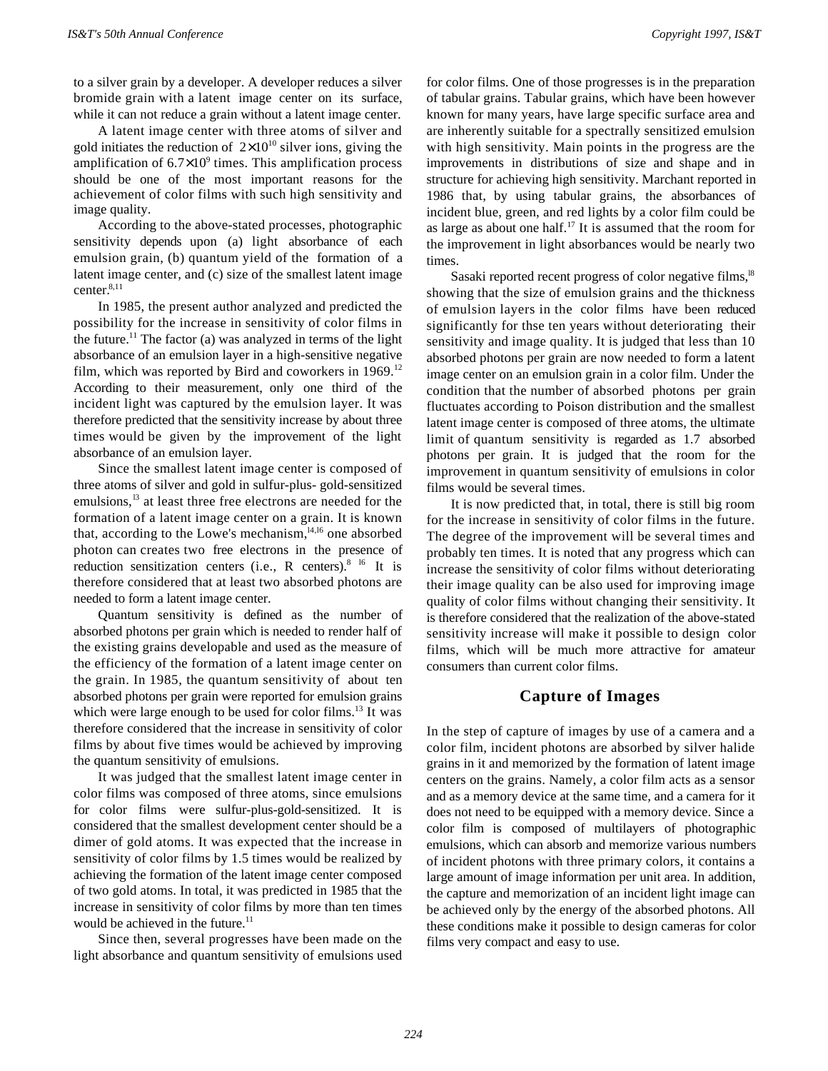to a silver grain by a developer. A developer reduces a silver bromide grain with a latent image center on its surface, while it can not reduce a grain without a latent image center.

A latent image center with three atoms of silver and gold initiates the reduction of $2\times10^{10}$ silver ions, giving the amplification of $6.7\times10^{9}$ times. This amplification process should be one of the most important reasons for the achievement of color films with such high sensitivity and image quality.

According to the above-stated processes, photographic sensitivity depends upon (a) light absorbance of each emulsion grain, (b) quantum yield of the formation of a latent image center, and (c) size of the smallest latent image center.[8,11]

In 1985, the present author analyzed and predicted the possibility for the increase in sensitivity of color films in the future.[11] The factor (a) was analyzed in terms of the light absorbance of an emulsion layer in a high-sensitive negative film, which was reported by Bird and coworkers in 1969.[12] According to their measurement, only one third of the incident light was captured by the emulsion layer. It was therefore predicted that the sensitivity increase by about three times would be given by the improvement of the light absorbance of an emulsion layer.

Since the smallest latent image center is composed of three atoms of silver and gold in sulfur-plus- gold-sensitized emulsions,[13] at least three free electrons are needed for the formation of a latent image center on a grain. It is known that, according to the Lowe's mechanism,[14,16] one absorbed photon can creates two free electrons in the presence of reduction sensitization centers (i.e., R centers).[8 16] It is therefore considered that at least two absorbed photons are needed to form a latent image center.

Quantum sensitivity is defined as the number of absorbed photons per grain which is needed to render half of the existing grains developable and used as the measure of the efficiency of the formation of a latent image center on the grain. In 1985, the quantum sensitivity of about ten absorbed photons per grain were reported for emulsion grains which were large enough to be used for color films.[13] It was therefore considered that the increase in sensitivity of color films by about five times would be achieved by improving the quantum sensitivity of emulsions.

It was judged that the smallest latent image center in color films was composed of three atoms, since emulsions for color films were sulfur-plus-gold-sensitized. It is considered that the smallest development center should be a dimer of gold atoms. It was expected that the increase in sensitivity of color films by 1.5 times would be realized by achieving the formation of the latent image center composed of two gold atoms. In total, it was predicted in 1985 that the increase in sensitivity of color films by more than ten times would be achieved in the future.[11]

Since then, several progresses have been made on the light absorbance and quantum sensitivity of emulsions used for color films. One of those progresses is in the preparation of tabular grains. Tabular grains, which have been however known for many years, have large specific surface area and are inherently suitable for a spectrally sensitized emulsion with high sensitivity. Main points in the progress are the improvements in distributions of size and shape and in structure for achieving high sensitivity. Marchant reported in 1986 that, by using tabular grains, the absorbances of incident blue, green, and red lights by a color film could be as large as about one half.[17] It is assumed that the room for the improvement in light absorbances would be nearly two times.

Sasaki reported recent progress of color negative films,[18] showing that the size of emulsion grains and the thickness of emulsion layers in the color films have been reduced significantly for thse ten years without deteriorating their sensitivity and image quality. It is judged that less than 10 absorbed photons per grain are now needed to form a latent image center on an emulsion grain in a color film. Under the condition that the number of absorbed photons per grain fluctuates according to Poison distribution and the smallest latent image center is composed of three atoms, the ultimate limit of quantum sensitivity is regarded as 1.7 absorbed photons per grain. It is judged that the room for the improvement in quantum sensitivity of emulsions in color films would be several times.

It is now predicted that, in total, there is still big room for the increase in sensitivity of color films in the future. The degree of the improvement will be several times and probably ten times. It is noted that any progress which can increase the sensitivity of color films without deteriorating their image quality can be also used for improving image quality of color films without changing their sensitivity. It is therefore considered that the realization of the above-stated sensitivity increase will make it possible to design color films, which will be much more attractive for amateur consumers than current color films.

## Capture of Images

In the step of capture of images by use of a camera and a color film, incident photons are absorbed by silver halide grains in it and memorized by the formation of latent image centers on the grains. Namely, a color film acts as a sensor and as a memory device at the same time, and a camera for it does not need to be equipped with a memory device. Since a color film is composed of multilayers of photographic emulsions, which can absorb and memorize various numbers of incident photons with three primary colors, it contains a large amount of image information per unit area. In addition, the capture and memorization of an incident light image can be achieved only by the energy of the absorbed photons. All these conditions make it possible to design cameras for color films very compact and easy to use.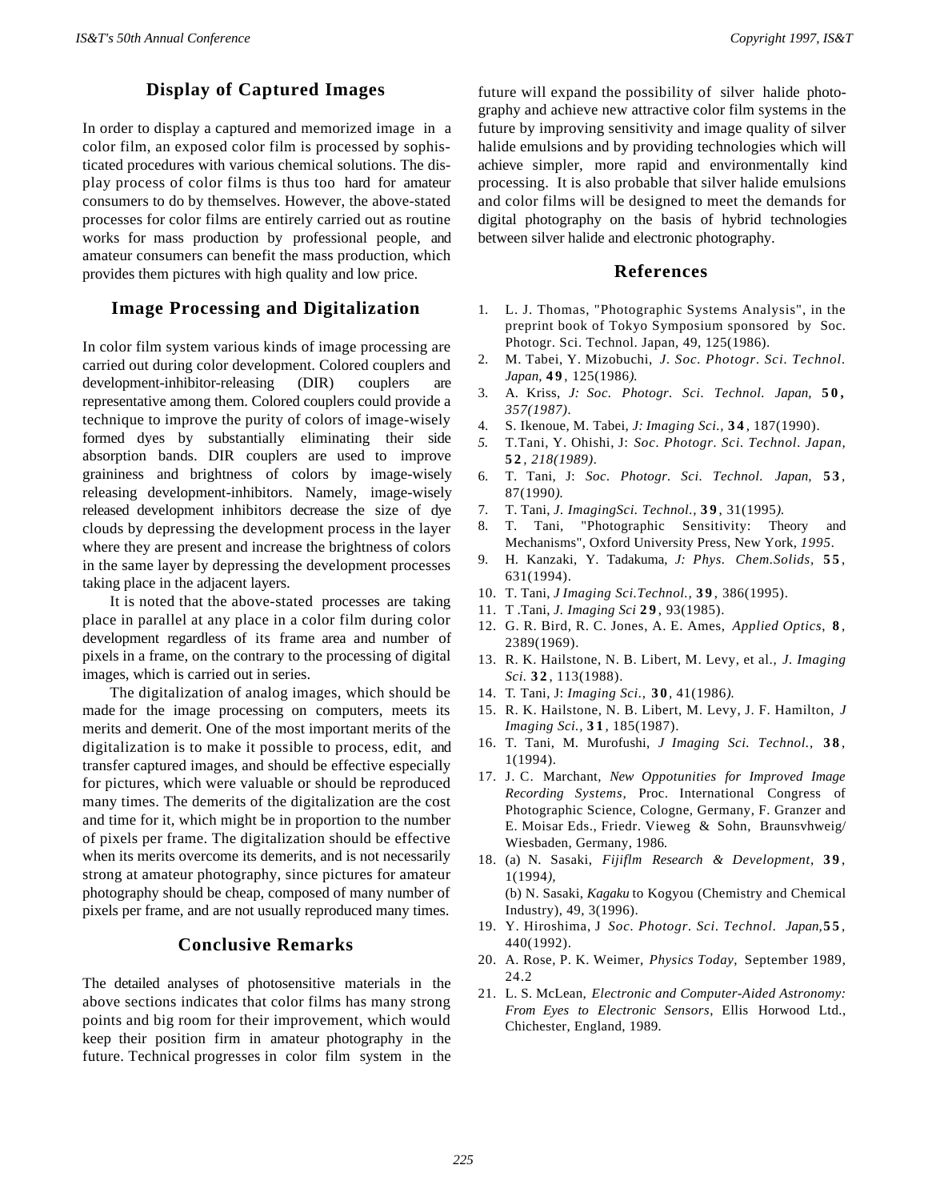## Display of Captured Images

In order to display a captured and memorized image in a color film, an exposed color film is processed by sophisticated procedures with various chemical solutions. The display process of color films is thus too hard for amateur consumers to do by themselves. However, the above-stated processes for color films are entirely carried out as routine works for mass production by professional people, and amateur consumers can benefit the mass production, which provides them pictures with high quality and low price.

## Image Processing and Digitalization

In color film system various kinds of image processing are carried out during color development. Colored couplers and development-inhibitor-releasing (DIR) couplers are representative among them. Colored couplers could provide a technique to improve the purity of colors of image-wisely formed dyes by substantially eliminating their side absorption bands. DIR couplers are used to improve graininess and brightness of colors by image-wisely releasing development-inhibitors. Namely, image-wisely released development inhibitors decrease the size of dye clouds by depressing the development process in the layer where they are present and increase the brightness of colors in the same layer by depressing the development processes taking place in the adjacent layers.

It is noted that the above-stated processes are taking place in parallel at any place in a color film during color development regardless of its frame area and number of pixels in a frame, on the contrary to the processing of digital images, which is carried out in series.

The digitalization of analog images, which should be made for the image processing on computers, meets its merits and demerit. One of the most important merits of the digitalization is to make it possible to process, edit, and transfer captured images, and should be effective especially for pictures, which were valuable or should be reproduced many times. The demerits of the digitalization are the cost and time for it, which might be in proportion to the number of pixels per frame. The digitalization should be effective when its merits overcome its demerits, and is not necessarily strong at amateur photography, since pictures for amateur photography should be cheap, composed of many number of pixels per frame, and are not usually reproduced many times.

## Conclusive Remarks

The detailed analyses of photosensitive materials in the above sections indicates that color films has many strong points and big room for their improvement, which would keep their position firm in amateur photography in the future. Technical progresses in color film system in the future will expand the possibility of silver halide photography and achieve new attractive color film systems in the future by improving sensitivity and image quality of silver halide emulsions and by providing technologies which will achieve simpler, more rapid and environmentally kind processing. It is also probable that silver halide emulsions and color films will be designed to meet the demands for digital photography on the basis of hybrid technologies between silver halide and electronic photography.

## References

1. L. J. Thomas, "Photographic Systems Analysis", in the preprint book of Tokyo Symposium sponsored by Soc. Photogr. Sci. Technol. Japan, 49, 125(1986).
2. M. Tabei, Y. Mizobuchi, *J. Soc. Photogr. Sci. Technol. Japan*, **49**, 125(1986).
3. A. Kriss, *J: Soc. Photogr. Sci. Technol. Japan,* **50,** *357(1987).*
4. S. Ikenoue, M. Tabei, *J: Imaging Sci.,* **34**, 187(1990).
5. T.Tani, Y. Ohishi, J: *Soc. Photogr. Sci. Technol. Japan,* **52**, *218(1989).*
6. T. Tani, J: *Soc. Photogr. Sci. Technol. Japan,* **53**, 87(1990).
7. T. Tani, *J. ImagingSci. Technol.,* **39**, 31(1995).
8. T. Tani, "Photographic Sensitivity: Theory and Mechanisms", Oxford University Press, New York, *1995*.
9. H. Kanzaki, Y. Tadakuma, *J: Phys. Chem.Solids,* **55**, 631(1994).
10. T. Tani, *J Imaging Sci.Technol.,* **39**, 386(1995).
11. T .Tani, *J. Imaging Sci* **29**, 93(1985).
12. G. R. Bird, R. C. Jones, A. E. Ames, *Applied Optics,* **8**, 2389(1969).
13. R. K. Hailstone, N. B. Libert, M. Levy, et al., *J. Imaging Sci.* **32**, 113(1988).
14. T. Tani, J: *Imaging Sci.,* **30**, 41(1986).
15. R. K. Hailstone, N. B. Libert, M. Levy, J. F. Hamilton, *J Imaging Sci.,* **31**, 185(1987).
16. T. Tani, M. Murofushi, *J Imaging Sci. Technol.,* **38**, 1(1994).
17. J. C. Marchant, *New Oppotunities for Improved Image Recording Systems,* Proc. International Congress of Photographic Science, Cologne, Germany, F. Granzer and E. Moisar Eds., Friedr. Vieweg & Sohn, Braunsvhweig/ Wiesbaden, Germany, 1986.
18. (a) N. Sasaki, *Fijiflm Research & Development,* **39**, 1(1994),
    (b) N. Sasaki, *Kagaku* to Kogyou (Chemistry and Chemical Industry), 49, 3(1996).
19. Y. Hiroshima, J *Soc. Photogr. Sci. Technol. Japan,* **55**, 440(1992).
20. A. Rose, P. K. Weimer, *Physics Today,* September 1989, 24.2
21. L. S. McLean, *Electronic and Computer-Aided Astronomy: From Eyes to Electronic Sensors*, Ellis Horwood Ltd., Chichester, England, 1989.